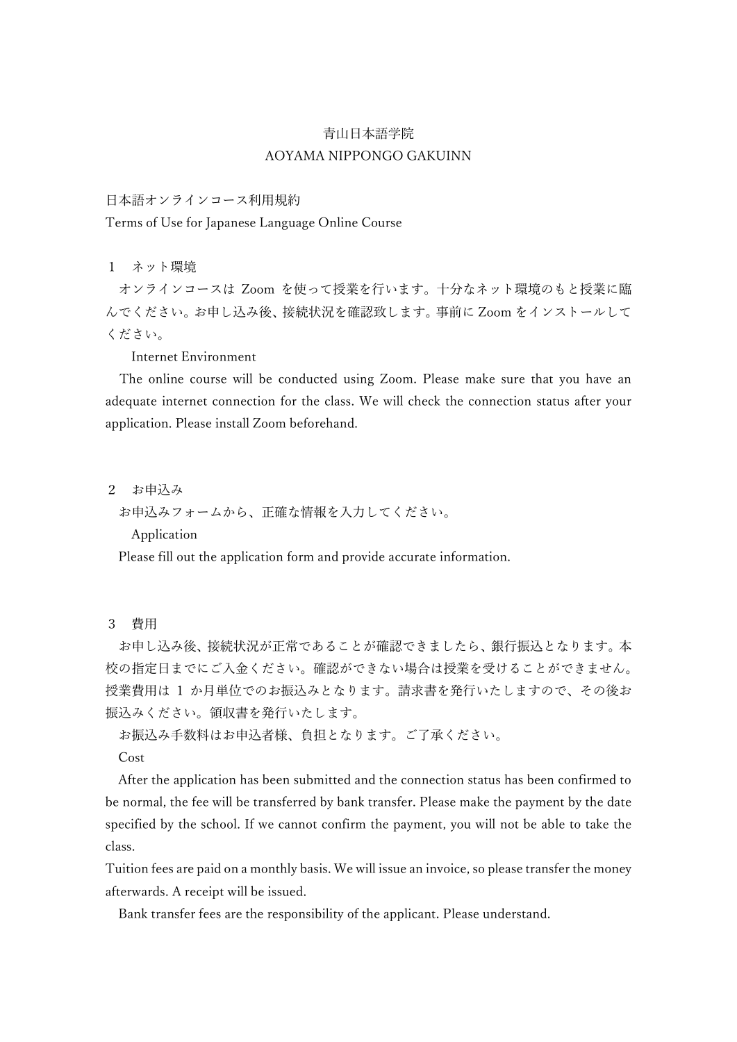青山日本語学院
AOYAMA NIPPONGO GAKUINN

# 日本語オンラインコース利用規約
# Terms of Use for Japanese Language Online Course

## １　ネット環境

オンラインコースは Zoom を使って授業を行います。十分なネット環境のもと授業に臨んでください。お申し込み後、接続状況を確認致します。事前に Zoom をインストールしてください。

### Internet Environment

The online course will be conducted using Zoom. Please make sure that you have an adequate internet connection for the class. We will check the connection status after your application. Please install Zoom beforehand.

## ２　お申込み

お申込みフォームから、正確な情報を入力してください。

### Application

Please fill out the application form and provide accurate information.

## ３　費用

お申し込み後、接続状況が正常であることが確認できましたら、銀行振込となります。本校の指定日までにご入金ください。確認ができない場合は授業を受けることができません。授業費用は 1 か月単位でのお振込みとなります。請求書を発行いたしますので、その後お振込みください。領収書を発行いたします。

お振込み手数料はお申込者様、負担となります。ご了承ください。

### Cost

After the application has been submitted and the connection status has been confirmed to be normal, the fee will be transferred by bank transfer. Please make the payment by the date specified by the school. If we cannot confirm the payment, you will not be able to take the class.

Tuition fees are paid on a monthly basis. We will issue an invoice, so please transfer the money afterwards. A receipt will be issued.

Bank transfer fees are the responsibility of the applicant. Please understand.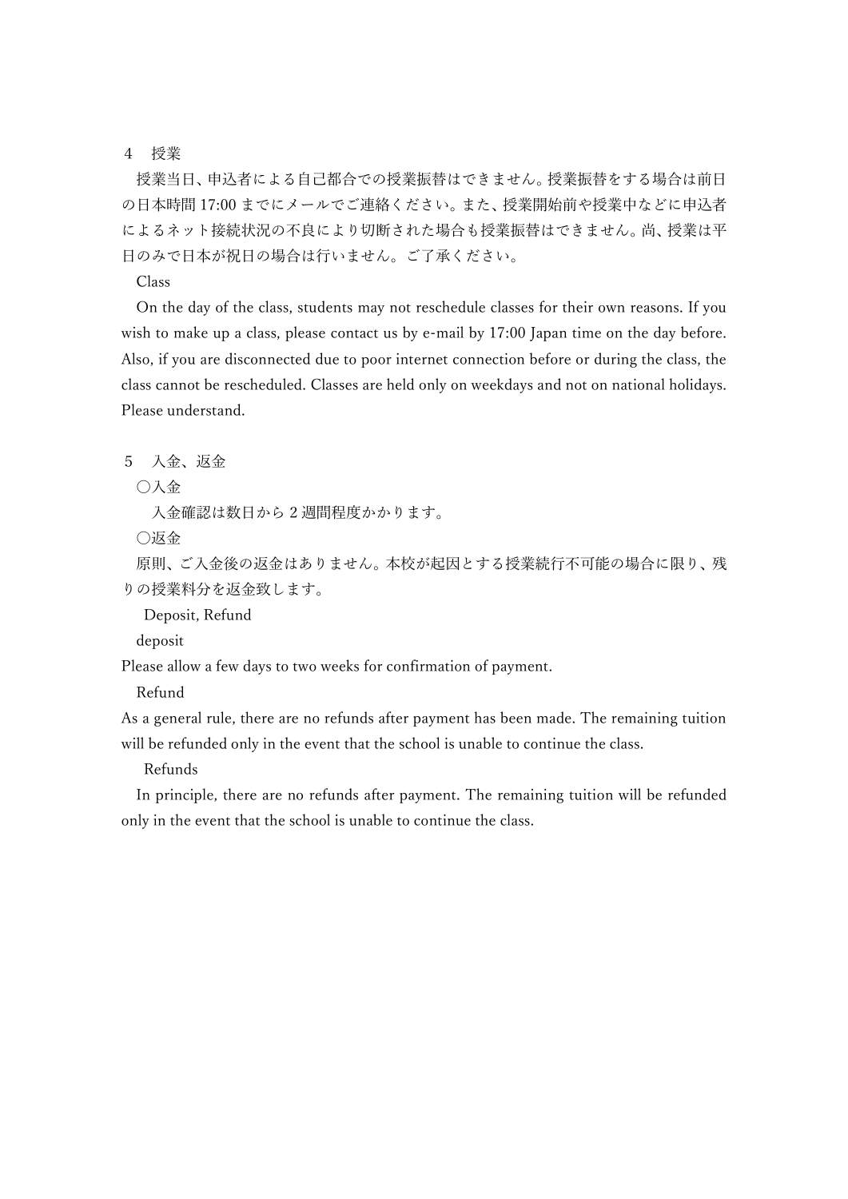４　授業

授業当日、申込者による自己都合での授業振替はできません。授業振替をする場合は前日の日本時間 17:00 までにメールでご連絡ください。また、授業開始前や授業中などに申込者によるネット接続状況の不良により切断された場合も授業振替はできません。尚、授業は平日のみで日本が祝日の場合は行いません。ご了承ください。

Class

On the day of the class, students may not reschedule classes for their own reasons. If you wish to make up a class, please contact us by e-mail by 17:00 Japan time on the day before. Also, if you are disconnected due to poor internet connection before or during the class, the class cannot be rescheduled. Classes are held only on weekdays and not on national holidays. Please understand.

５　入金、返金

〇入金

入金確認は数日から２週間程度かかります。

〇返金

原則、ご入金後の返金はありません。本校が起因とする授業続行不可能の場合に限り、残りの授業料分を返金致します。

Deposit, Refund

deposit

Please allow a few days to two weeks for confirmation of payment.

Refund

As a general rule, there are no refunds after payment has been made. The remaining tuition will be refunded only in the event that the school is unable to continue the class.

Refunds

In principle, there are no refunds after payment. The remaining tuition will be refunded only in the event that the school is unable to continue the class.